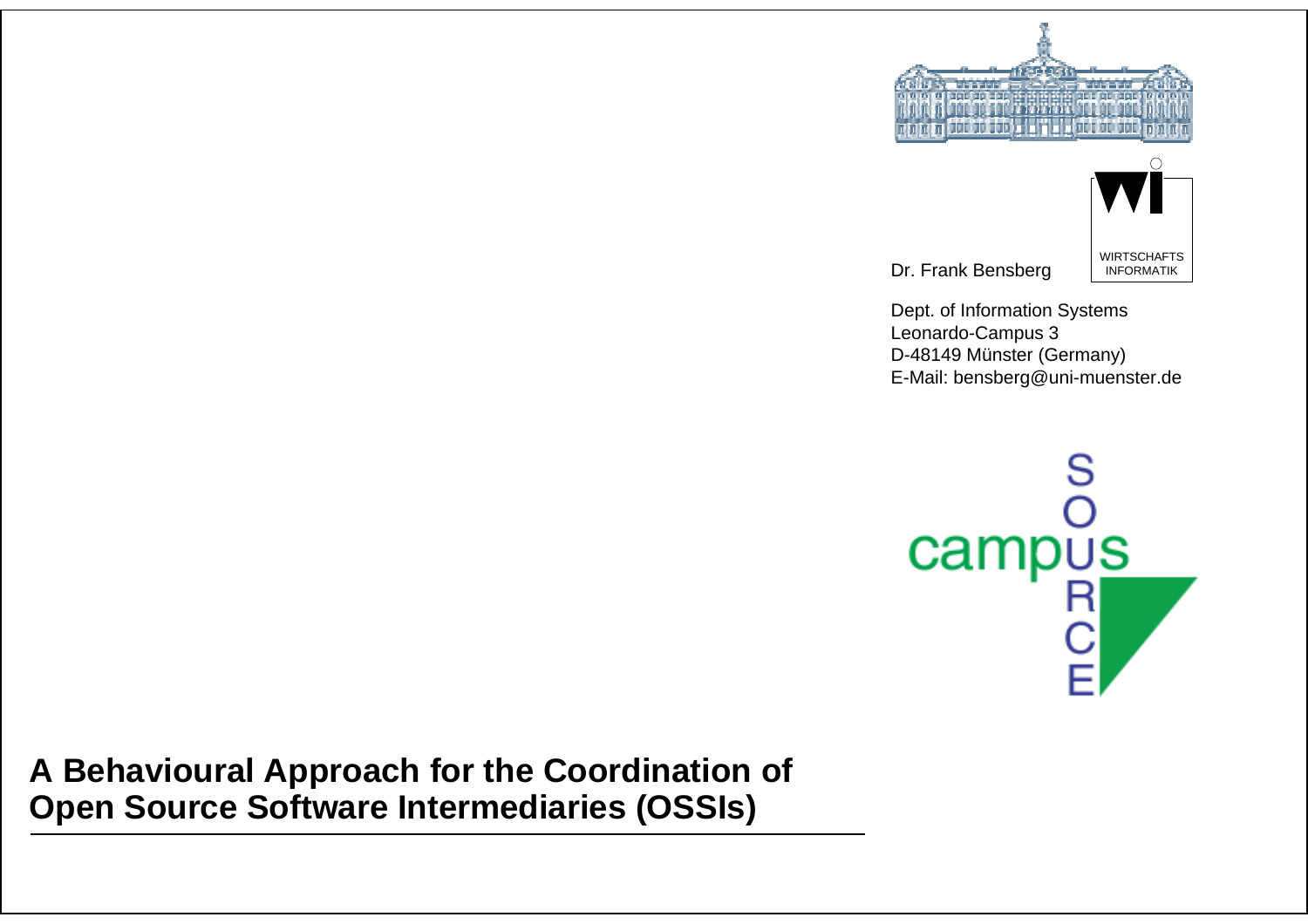WIRTSCHAFTS
INFORMATIK

Dr. Frank Bensberg

Dept. of Information Systems
Leonardo-Campus 3
D-48149 Münster (Germany)
E-Mail: bensberg@uni-muenster.de

campus SOURCE

# A Behavioural Approach for the Coordination of Open Source Software Intermediaries (OSSIs)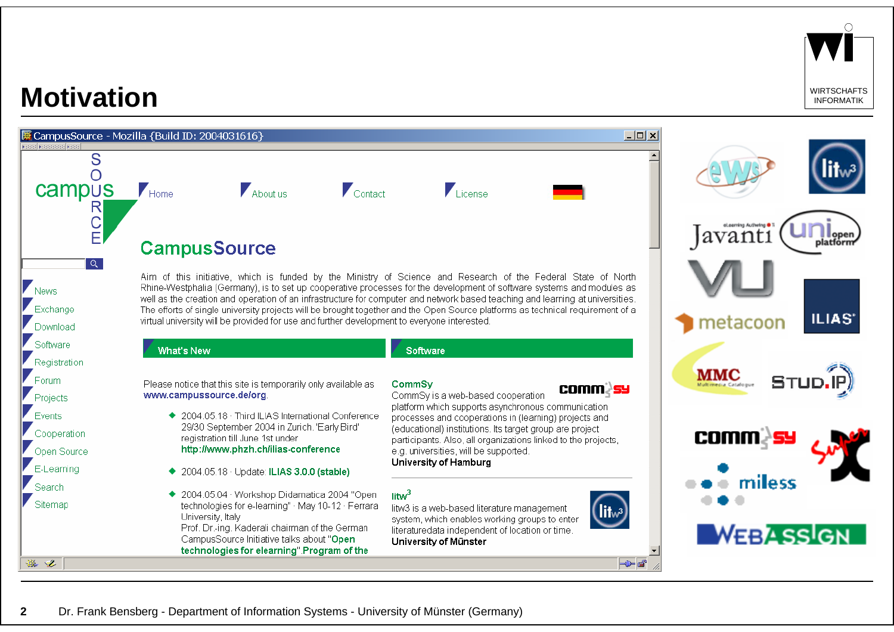# Motivation

CampusSource - Mozilla {Build ID: 2004031616}

campus SOURCE

Home | About us | Contact | License

- News
- Exchange
- Download
- Software
- Registration
- Forum
- Projects
- Events
- Cooperation
- Open Source
- E-Learning
- Search
- Sitemap

## CampusSource

Aim of this initiative, which is funded by the Ministry of Science and Research of the Federal State of North Rhine-Westphalia (Germany), is to set up cooperative processes for the development of software systems and modules as well as the creation and operation of an infrastructure for computer and network based teaching and learning at universities. The efforts of single university projects will be brought together and the Open Source platforms as technical requirement of a virtual university will be provided for use and further development to everyone interested.

### What's New

Please notice that this site is temporarily only available as www.campussource.de/org.

- 2004.05.18 · Third ILIAS International Conference 29/30 September 2004 in Zurich. 'Early Bird' registration till June 1st under http://www.phzh.ch/ilias-conference
- 2004.05.18 · Update: ILIAS 3.0.0 (stable)
- 2004.05.04 · Workshop Didamatica 2004 "Open technologies for e-learning" · May 10-12 · Ferrara University, Italy
  Prof. Dr.-ing. Kaderali chairman of the German CampusSource Initiative talks about "Open technologies for elearning".Program of the

### Software

**CommSy**
CommSy is a web-based cooperation platform which supports asynchronous communication processes and cooperations in (learning) projects and (educational) institutions. Its target group are project participants. Also, all organizations linked to the projects, e.g. universities, will be supported.
University of Hamburg

**litw$^3$**
litw3 is a web-based literature management system, which enables working groups to enter literaturedata independent of location or time.
University of Münster

ews · litw³ · Javanti · uni open platform · VU · metacoon · ILIAS · MMC · STUD.IP · CommSy · Super X · miless · WEBASSIGN

Dr. Frank Bensberg - Department of Information Systems - University of Münster (Germany)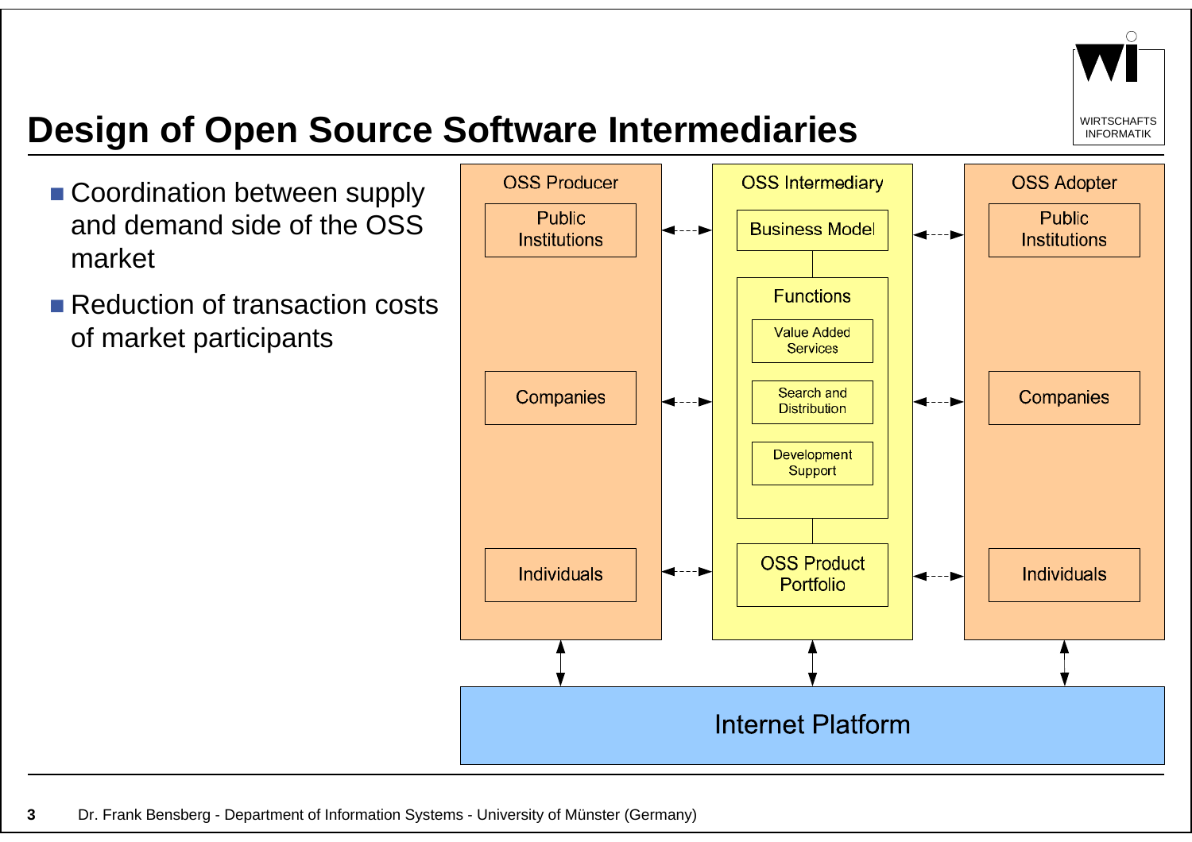# Design of Open Source Software Intermediaries

- Coordination between supply and demand side of the OSS market
- Reduction of transaction costs of market participants

OSS Producer

Public Institutions

Companies

Individuals

OSS Intermediary

Business Model

Functions

Value Added Services

Search and Distribution

Development Support

OSS Product Portfolio

OSS Adopter

Public Institutions

Companies

Individuals

Internet Platform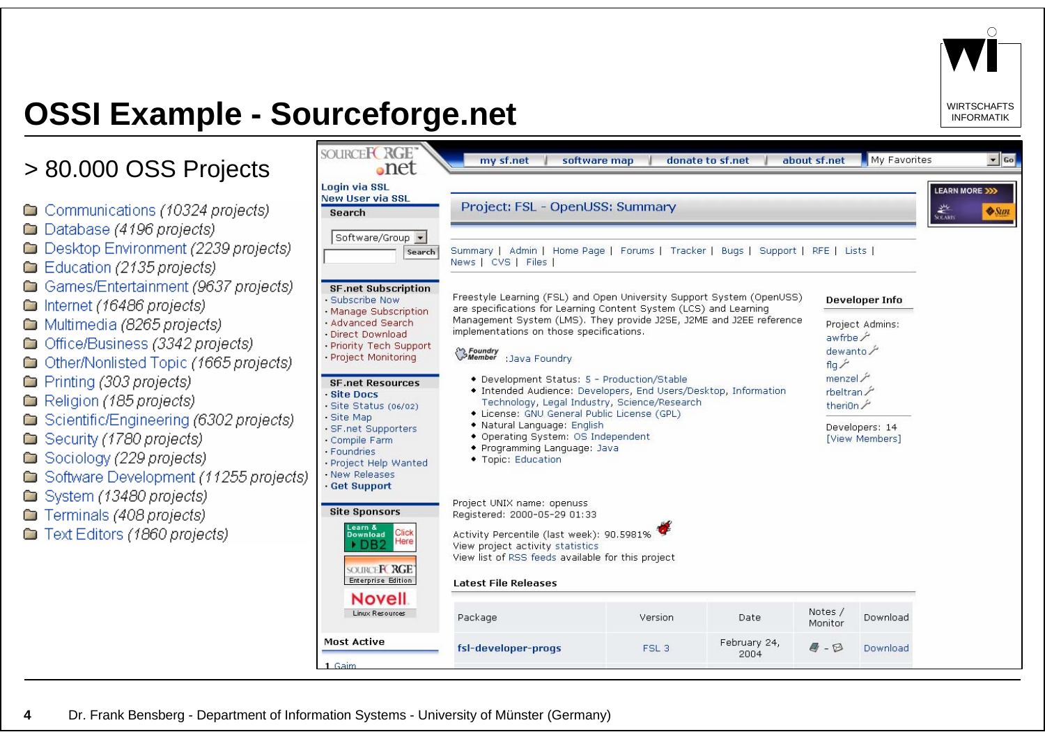# OSSI Example - Sourceforge.net

> 80.000 OSS Projects

- Communications *(10324 projects)*
- Database *(4196 projects)*
- Desktop Environment *(2239 projects)*
- Education *(2135 projects)*
- Games/Entertainment *(9637 projects)*
- Internet *(16486 projects)*
- Multimedia *(8265 projects)*
- Office/Business *(3342 projects)*
- Other/Nonlisted Topic *(1665 projects)*
- Printing *(303 projects)*
- Religion *(185 projects)*
- Scientific/Engineering *(6302 projects)*
- Security *(1780 projects)*
- Sociology *(229 projects)*
- Software Development *(11255 projects)*
- System *(13480 projects)*
- Terminals *(408 projects)*
- Text Editors *(1860 projects)*

**Project: FSL - OpenUSS: Summary**

Summary | Admin | Home Page | Forums | Tracker | Bugs | Support | RFE | Lists | News | CVS | Files |

Freestyle Learning (FSL) and Open University Support System (OpenUSS) are specifications for Learning Content System (LCS) and Learning Management System (LMS). They provide J2SE, J2ME and J2EE reference implementations on those specifications.

Foundry Member :Java Foundry

- Development Status: 5 - Production/Stable
- Intended Audience: Developers, End Users/Desktop, Information Technology, Legal Industry, Science/Research
- License: GNU General Public License (GPL)
- Natural Language: English
- Operating System: OS Independent
- Programming Language: Java
- Topic: Education

Project UNIX name: openuss
Registered: 2000-05-29 01:33

Activity Percentile (last week): 90.5981%
View project activity statistics
View list of RSS feeds available for this project

**Developer Info**

Project Admins: awfrbe, dewanto, flg, menzel, rbeltran, theri0n

Developers: 14
[View Members]

**Latest File Releases**

| Package | Version | Date | Notes / Monitor | Download |
|---|---|---|---|---|
| fsl-developer-progs | FSL 3 | February 24, 2004 | | Download |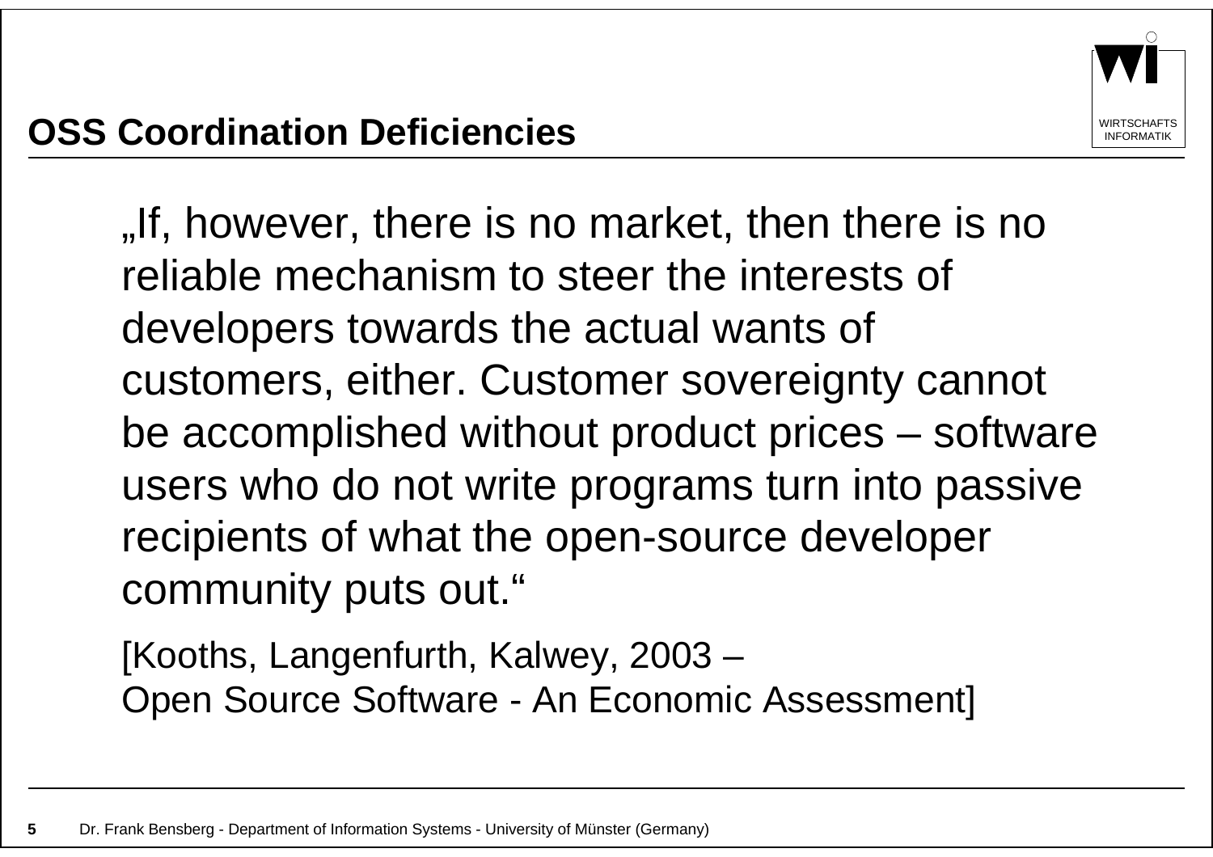# OSS Coordination Deficiencies

„If, however, there is no market, then there is no reliable mechanism to steer the interests of developers towards the actual wants of customers, either. Customer sovereignty cannot be accomplished without product prices – software users who do not write programs turn into passive recipients of what the open-source developer community puts out."

[Kooths, Langenfurth, Kalwey, 2003 – Open Source Software - An Economic Assessment]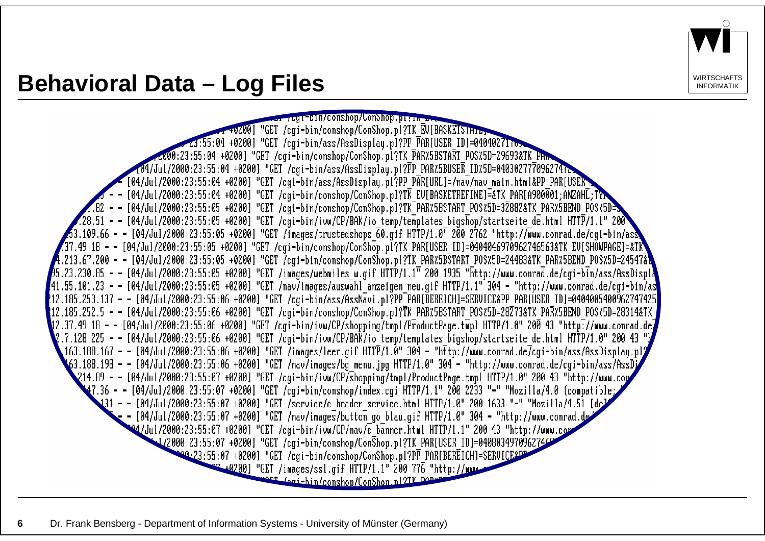# Behavioral Data – Log Files

```
+0200] "GET /cgi-bin/conshop/ConShop.pl?TK_EV[BASKETSTATE]
:23:55:04 +0200] "GET /cgi-bin/ass/AssDisplay.pl?PP_PAR[USER_ID]=04040271
/2000:23:55:04 +0200] "GET /cgi-bin/conshop/ConShop.pl?TK_PAR%5BSTART_POS%5D=29693&TK_PAR
[04/Jul/2000:23:55:04 +0200] "GET /cgi-bin/ass/AssDisplay.pl?PP_PAR%5BUSER_ID%5D=040302777096274
- [04/Jul/2000:23:55:04 +0200] "GET /cgi-bin/ass/AssDisplay.pl?PP_PAR[URL]=/nav/nav_main.html&PP_PAR[USER
- - [04/Jul/2000:23:55:04 +0200] "GET /cgi-bin/conshop/ConShop.pl?TK_EV[BASKETREFINE]=&TK_PAR[A900001;ANZAHL;TY
1.82 - - [04/Jul/2000:23:55:05 +0200] "GET /cgi-bin/conshop/ConShop.pl?TK_PAR%5BSTART_POS%5D=32882&TK_PAR%5BEND_POS%5D=
.28.51 - - [04/Jul/2000:23:55:05 +0200] "GET /cgi-bin/ivw/CP/BAK/io_temp/templates_bigshop/startseite_de.html HTTP/1.1" 200
53.109.66 - - [04/Jul/2000:23:55:05 +0200] "GET /images/trustedshops_60.gif HTTP/1.0" 200 2762 "http://www.conrad.de/cgi-bin/ass
.37.49.18 - - [04/Jul/2000:23:55:05 +0200] "GET /cgi-bin/conshop/ConShop.pl?TK_PAR[USER_ID]=040404697096274656 3&TK_EV[SHOWPAGE]=&TK
4.213.67.200 - - [04/Jul/2000:23:55:05 +0200] "GET /cgi-bin/conshop/ConShop.pl?TK_PAR%5BSTART_POS%5D=24483&TK_PAR%5BEND_POS%5D=24547&
95.23.230.85 - - [04/Jul/2000:23:55:05 +0200] "GET /images/webmiles_w.gif HTTP/1.1" 200 1935 "http://www.conrad.de/cgi-bin/ass/AssDispla
141.55.101.23 - - [04/Jul/2000:23:55:05 +0200] "GET /nav/images/auswahl_anzeigen_neu.gif HTTP/1.1" 304 - "http://www.conrad.de/cgi-bin/as
212.185.253.137 - - [04/Jul/2000:23:55:06 +0200] "GET /cgi-bin/ass/AssNavi.pl?PP_PAR[BEREICH]=SERVICE&PP_PAR[USER_ID]=0404005400962747425
212.185.252.5 - - [04/Jul/2000:23:55:06 +0200] "GET /cgi-bin/conshop/ConShop.pl?TK_PAR%5BSTART_POS%5D=28273&TK_PAR%5BEND_POS%5D=28314&TK
212.37.49.18 - - [04/Jul/2000:23:55:06 +0200] "GET /cgi-bin/ivw/CP/shopping/tmpl/ProductPage.tmpl HTTP/1.0" 200 43 "http://www.conrad.de
2.7.128.225 - - [04/Jul/2000:23:55:06 +0200] "GET /cgi-bin/ivw/CP/BAK/io_temp/templates_bigshop/startseite_de.html HTTP/1.0" 200 43 "
.163.188.167 - - [04/Jul/2000:23:55:06 +0200] "GET /images/leer.gif HTTP/1.0" 304 - "http://www.conrad.de/cgi-bin/ass/AssDisplay.pl
163.188.198 - - [04/Jul/2000:23:55:06 +0200] "GET /nav/images/bg_menu.jpg HTTP/1.0" 304 - "http://www.conrad.de/cgi-bin/ass/AssD
214.89 - - [04/Jul/2000:23:55:07 +0200] "GET /cgi-bin/ivw/CP/shopping/tmpl/ProductPage.tmpl HTTP/1.0" 200 43 "http://www.co
47.36 - - [04/Jul/2000:23:55:07 +0200] "GET /cgi-bin/conshop/index.cgi HTTP/1.1" 200 2233 "-" "Mozilla/4.0 (compatible;
131 - - [04/Jul/2000:23:55:07 +0200] "GET /service/c_header_service.html HTTP/1.0" 200 1633 "-" "Mozilla/4.51 [de
- - [04/Jul/2000:23:55:07 +0200] "GET /nav/images/button_go_blau.gif HTTP/1.0" 304 - "http://www.conrad.de
04/Jul/2000:23:55:07 +0200] "GET /cgi-bin/ivw/CP/nav/c_banner.html HTTP/1.1" 200 43 "http://www.co
/2000:23:55:07 +0200] "GET /cgi-bin/conshop/ConShop.pl?TK_PAR[USER_ID]=040803497096274
23:55:07 +0200] "GET /cgi-bin/conshop/ConShop.pl?PP_PAR[BEREICH]=SERVICE&P
+0200] "GET /images/ssl.gif HTTP/1.1" 200 776 "http://www
```

Dr. Frank Bensberg - Department of Information Systems - University of Münster (Germany)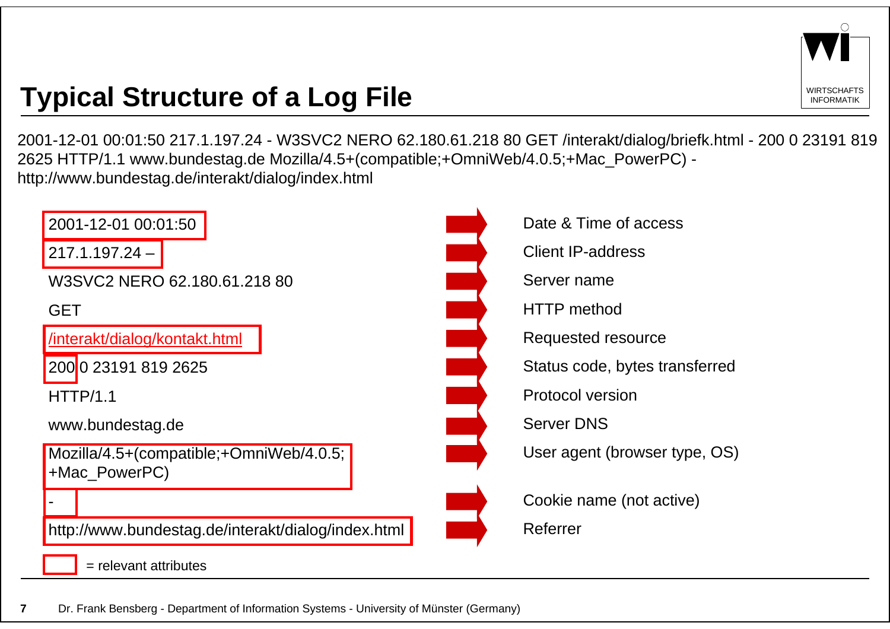# Typical Structure of a Log File

2001-12-01 00:01:50 217.1.197.24 - W3SVC2 NERO 62.180.61.218 80 GET /interakt/dialog/briefk.html - 200 0 23191 819 2625 HTTP/1.1 www.bundestag.de Mozilla/4.5+(compatible;+OmniWeb/4.0.5;+Mac_PowerPC) - http://www.bundestag.de/interakt/dialog/index.html

| Log entry | Meaning |
|---|---|
| **2001-12-01 00:01:50** | Date & Time of access |
| **217.1.197.24 –** | Client IP-address |
| W3SVC2 NERO 62.180.61.218 80 | Server name |
| GET | HTTP method |
| **/interakt/dialog/kontakt.html** | Requested resource |
| **200** 0 23191 819 2625 | Status code, bytes transferred |
| HTTP/1.1 | Protocol version |
| www.bundestag.de | Server DNS |
| **Mozilla/4.5+(compatible;+OmniWeb/4.0.5; +Mac_PowerPC)** | User agent (browser type, OS) |
| **-** | Cookie name (not active) |
| **http://www.bundestag.de/interakt/dialog/index.html** | Referrer |

[boxed] = relevant attributes (marked in bold above)

Dr. Frank Bensberg - Department of Information Systems - University of Münster (Germany)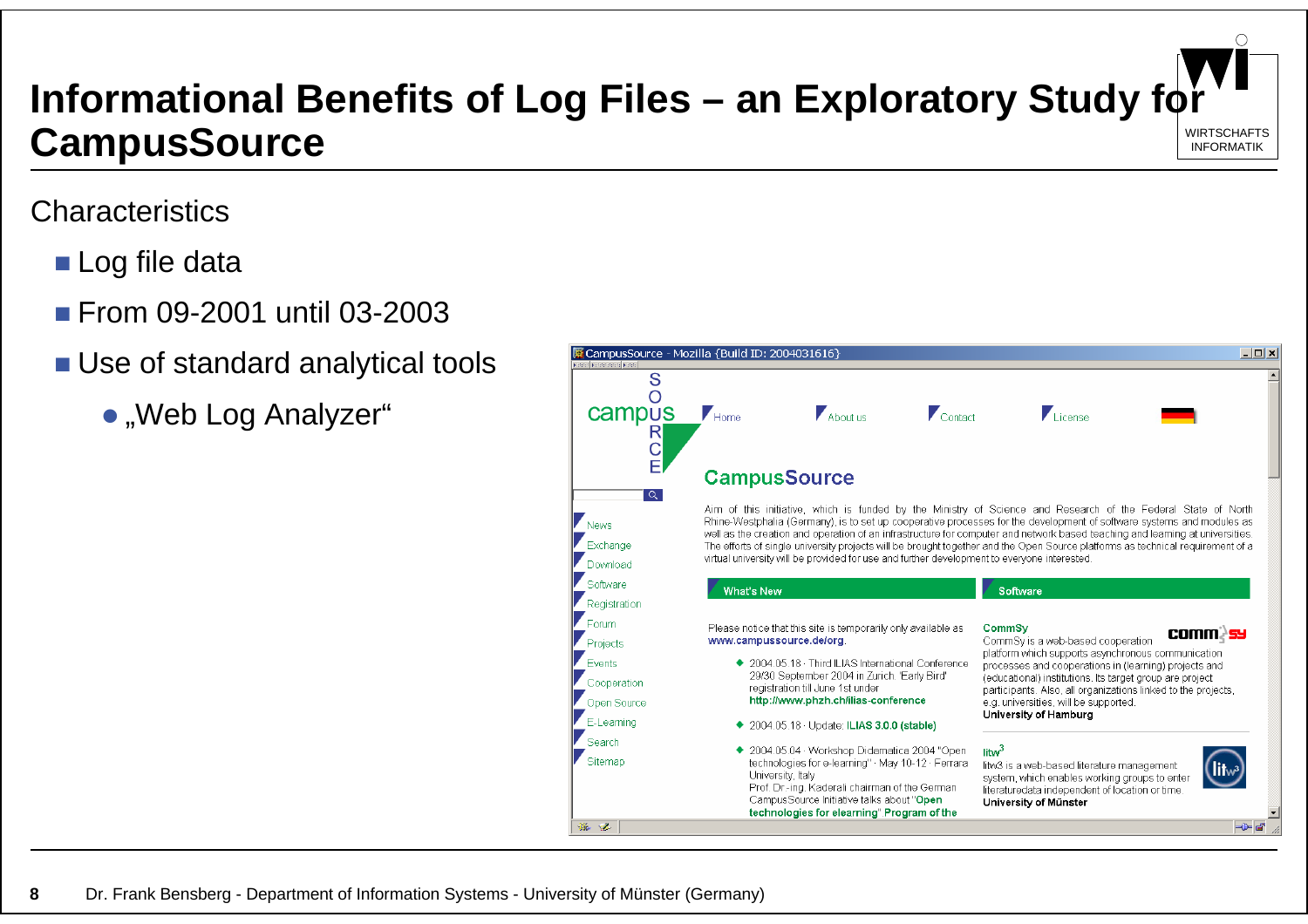# Informational Benefits of Log Files – an Exploratory Study for CampusSource

Characteristics

- Log file data
- From 09-2001 until 03-2003
- Use of standard analytical tools
  - „Web Log Analyzer“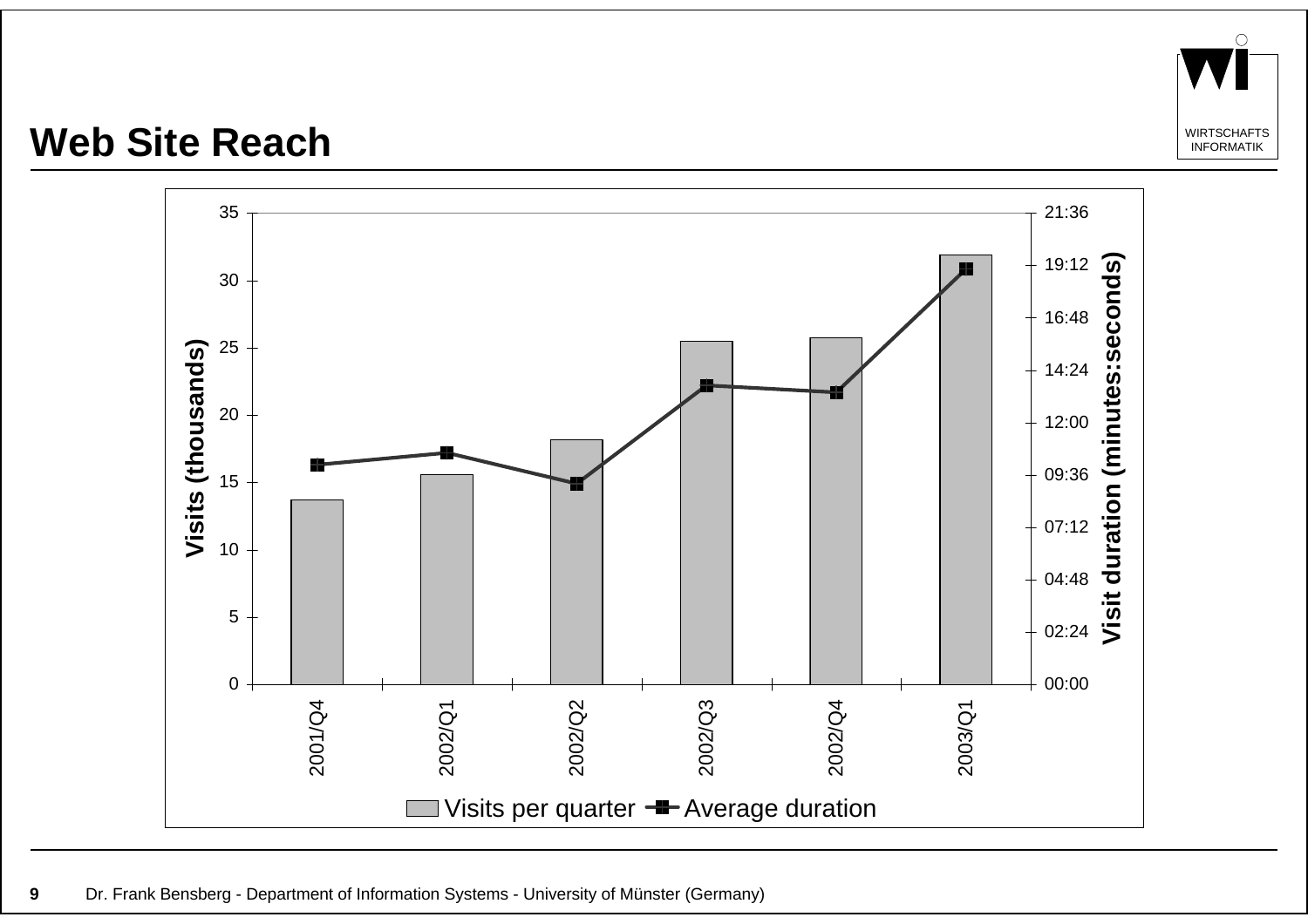# Web Site Reach

Visits (thousands)

Visit duration (minutes:seconds)

2001/Q4, 2002/Q1, 2002/Q2, 2002/Q3, 2002/Q4, 2003/Q1

Visits per quarter — Average duration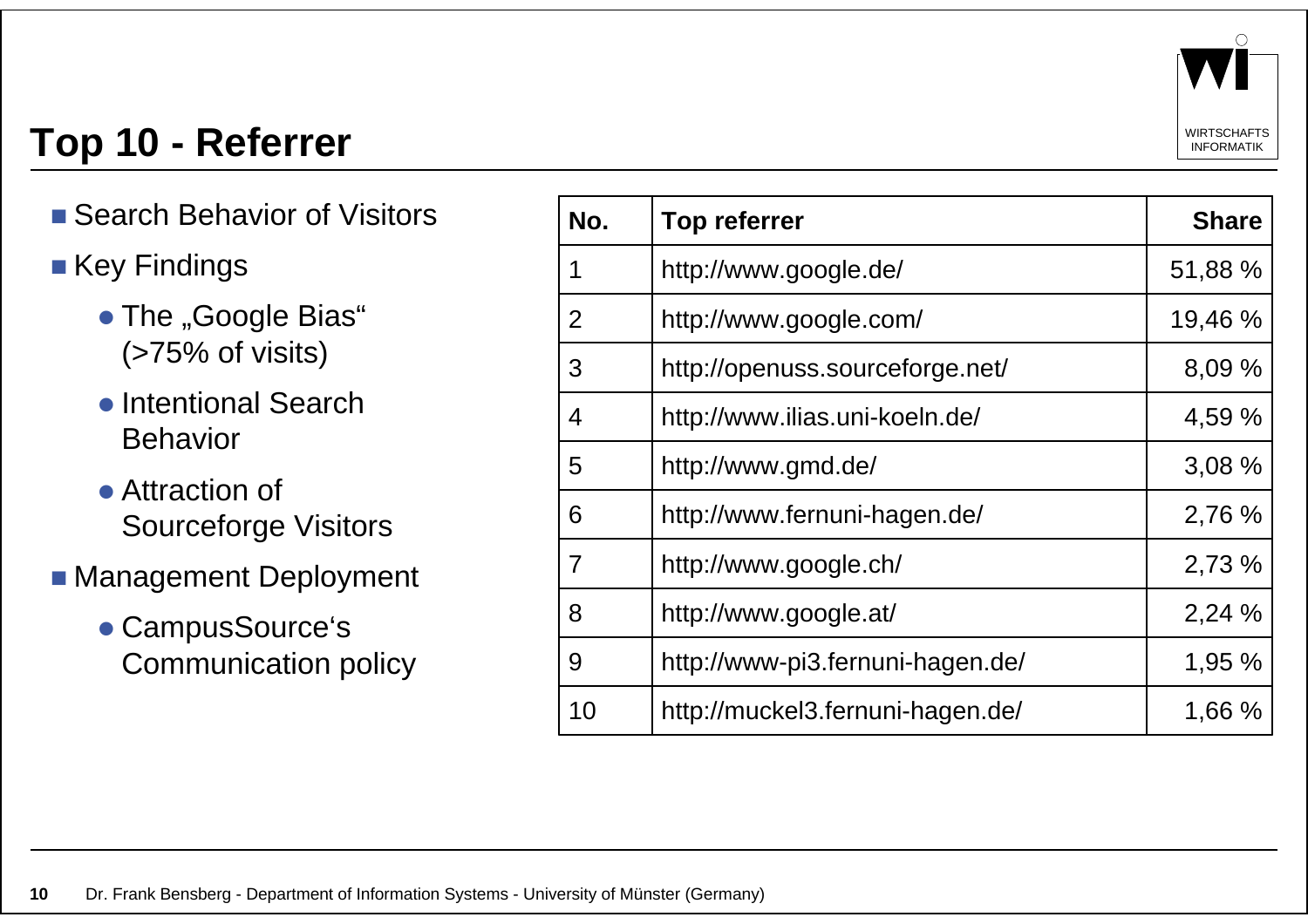# Top 10 - Referrer

- Search Behavior of Visitors
- Key Findings
  - The „Google Bias" (>75% of visits)
  - Intentional Search Behavior
  - Attraction of Sourceforge Visitors
- Management Deployment
  - CampusSource's Communication policy

| No. | Top referrer | Share |
|---|---|---|
| 1 | http://www.google.de/ | 51,88 % |
| 2 | http://www.google.com/ | 19,46 % |
| 3 | http://openuss.sourceforge.net/ | 8,09 % |
| 4 | http://www.ilias.uni-koeln.de/ | 4,59 % |
| 5 | http://www.gmd.de/ | 3,08 % |
| 6 | http://www.fernuni-hagen.de/ | 2,76 % |
| 7 | http://www.google.ch/ | 2,73 % |
| 8 | http://www.google.at/ | 2,24 % |
| 9 | http://www-pi3.fernuni-hagen.de/ | 1,95 % |
| 10 | http://muckel3.fernuni-hagen.de/ | 1,66 % |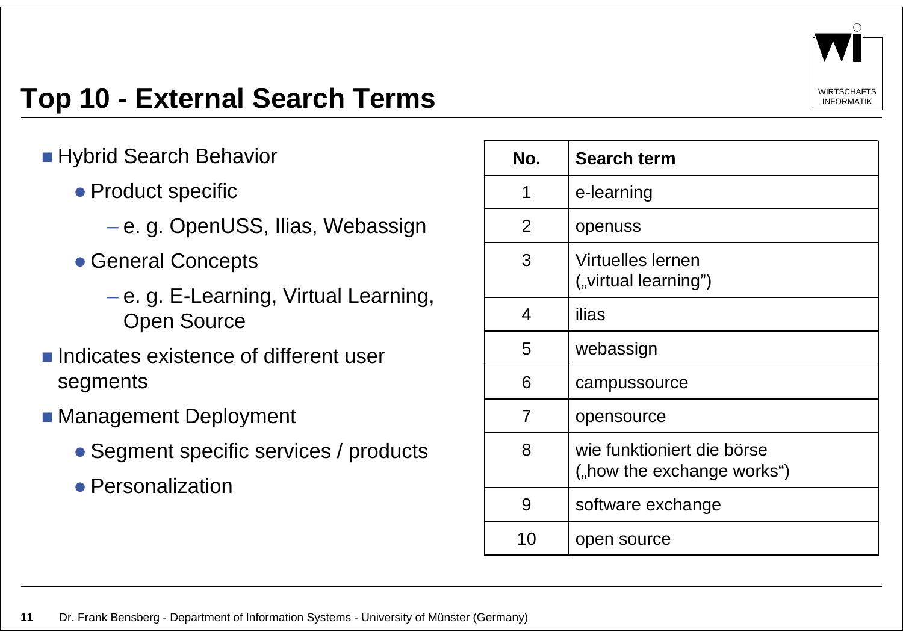# Top 10 - External Search Terms

- Hybrid Search Behavior
  - Product specific
    - e. g. OpenUSS, Ilias, Webassign
  - General Concepts
    - e. g. E-Learning, Virtual Learning, Open Source
- Indicates existence of different user segments
- Management Deployment
  - Segment specific services / products
  - Personalization

| No. | Search term |
|---|---|
| 1 | e-learning |
| 2 | openuss |
| 3 | Virtuelles lernen („virtual learning”) |
| 4 | ilias |
| 5 | webassign |
| 6 | campussource |
| 7 | opensource |
| 8 | wie funktioniert die börse („how the exchange works“) |
| 9 | software exchange |
| 10 | open source |

Dr. Frank Bensberg - Department of Information Systems - University of Münster (Germany)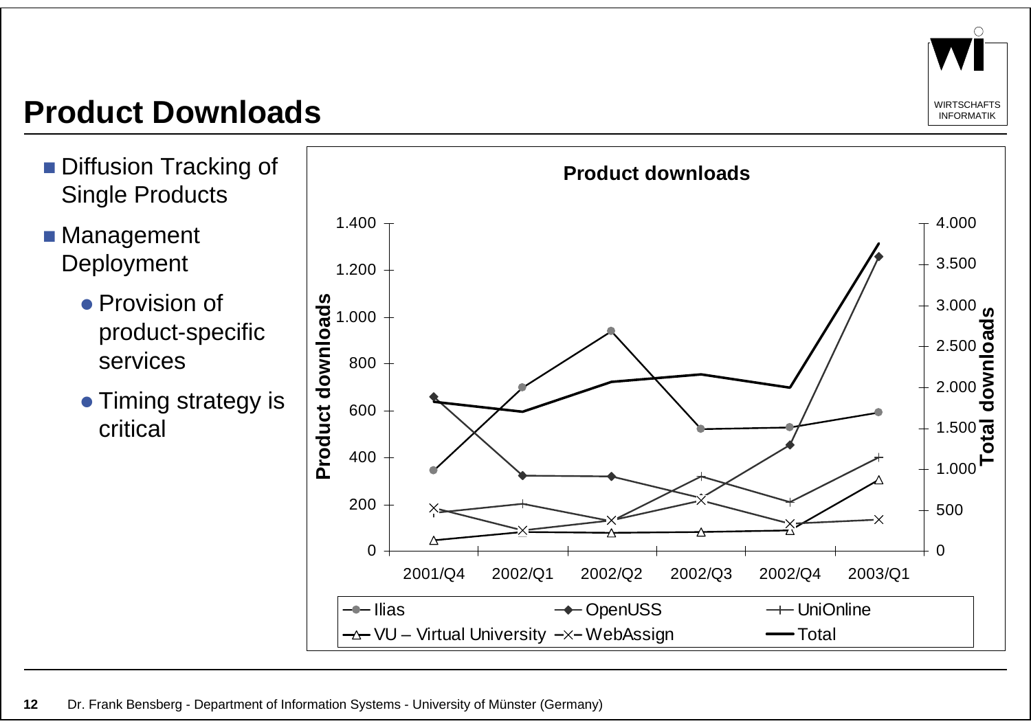# Product Downloads

- Diffusion Tracking of Single Products
- Management Deployment
  - Provision of product-specific services
  - Timing strategy is critical

**Product downloads**

Product downloads (left axis): 0, 200, 400, 600, 800, 1.000, 1.200, 1.400

Total downloads (right axis): 0, 500, 1.000, 1.500, 2.000, 2.500, 3.000, 3.500, 4.000

2001/Q4, 2002/Q1, 2002/Q2, 2002/Q3, 2002/Q4, 2003/Q1

Ilias, OpenUSS, UniOnline, VU – Virtual University, WebAssign, Total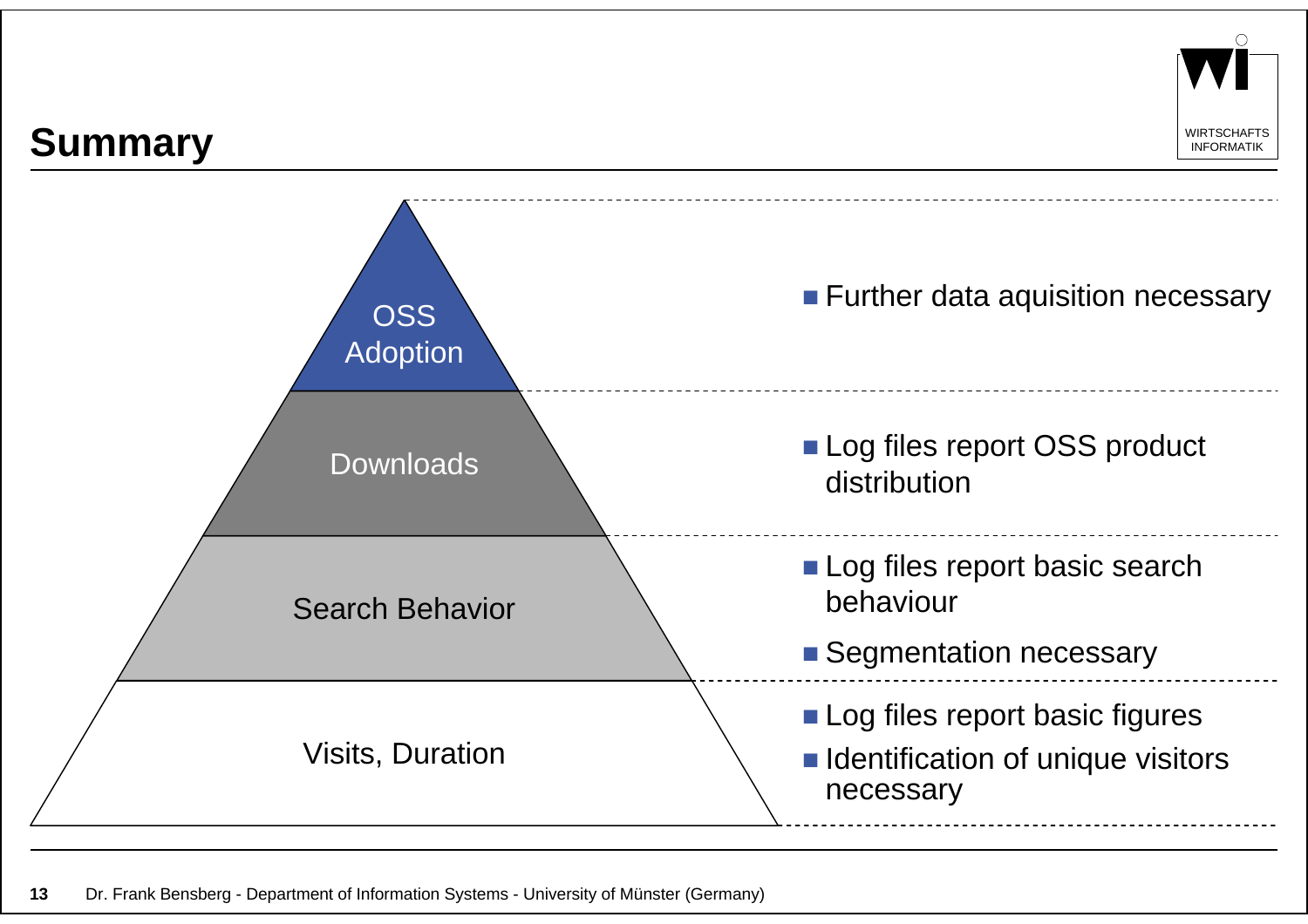# Summary

| Level | Findings |
| --- | --- |
| OSS Adoption | Further data aquisition necessary |
| Downloads | Log files report OSS product distribution |
| Search Behavior | Log files report basic search behaviour; Segmentation necessary |
| Visits, Duration | Log files report basic figures; Identification of unique visitors necessary |

Dr. Frank Bensberg - Department of Information Systems - University of Münster (Germany)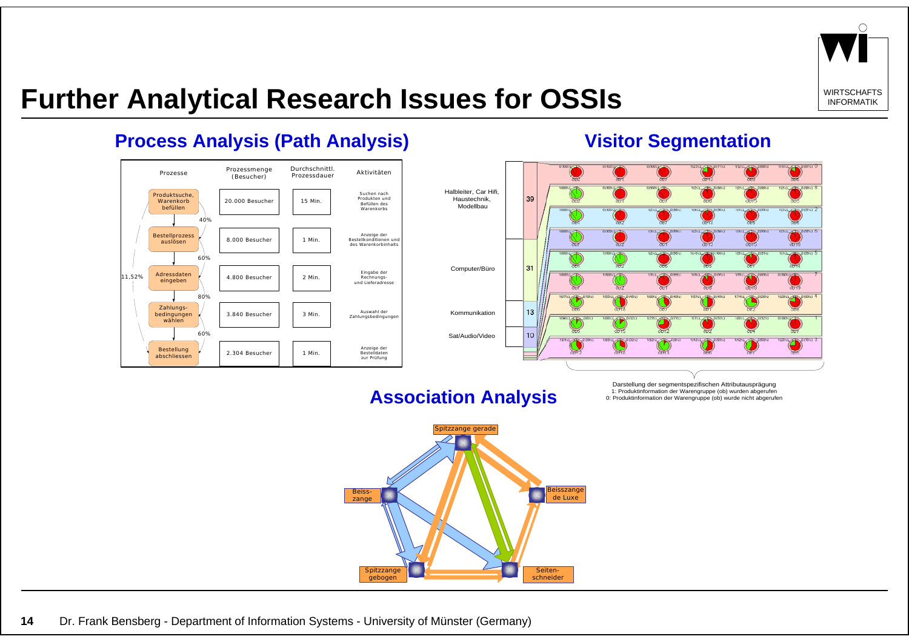# Further Analytical Research Issues for OSSIs

WIRTSCHAFTS INFORMATIK

## Process Analysis (Path Analysis)

| Prozesse | Prozessmenge (Besucher) | Durchschnittl. Prozessdauer | Aktivitäten |
|---|---|---|---|
| Produktsuche, Warenkorb befüllen | 20.000 Besucher | 15 Min. | Suchen nach Produkten und Befüllen des Warenkorbs |
| Bestellprozess auslösen | 8.000 Besucher | 1 Min. | Anzeige der Bestellkonditionen und des Warenkorbinhalts |
| Adressdaten eingeben | 4.800 Besucher | 2 Min. | Eingabe der Rechnungs- und Lieferadresse |
| Zahlungsbedingungen wählen | 3.840 Besucher | 3 Min. | Auswahl der Zahlungsbedingungen |
| Bestellung abschliessen | 2.304 Besucher | 1 Min. | Anzeige der Bestelldaten zur Prüfung |

40%

60%

80%

60%

11,52%

## Visitor Segmentation

Halbleiter, Car Hifi, Haustechnik, Modellbau

39

Computer/Büro

31

Kommunikation

13

Sat/Audio/Video

10

Darstellung der segmentspezifischen Attributausprägung
1: Produktinformation der Warengruppe (ob) wurden abgerufen
0: Produktinformation der Warengruppe (ob) wurde nicht abgerufen

## Association Analysis

Spitzzange gerade

Beiss-zange

Beisszange de Luxe

Spitzzange gebogen

Seiten-schneider

Dr. Frank Bensberg - Department of Information Systems - University of Münster (Germany)